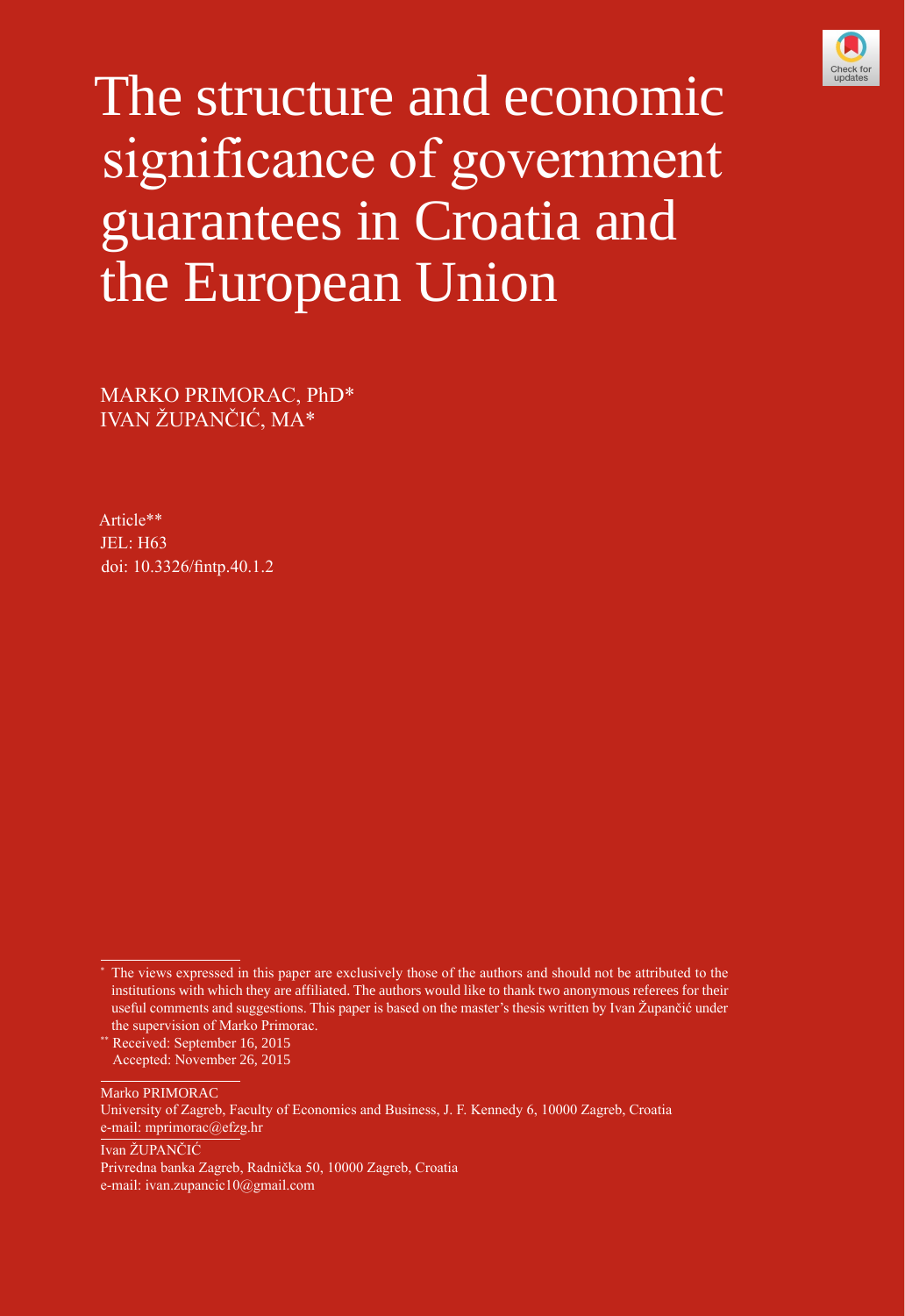# The structure and economic significance of government guarantees in Croatia and the European Union

MARKO PRIMORAC, PhD*
IVAN ŽUPANČIĆ, MA*

Article**
JEL: H63
doi: 10.3326/fintp.40.1.2

---

\* The views expressed in this paper are exclusively those of the authors and should not be attributed to the institutions with which they are affiliated. The authors would like to thank two anonymous referees for their useful comments and suggestions. This paper is based on the master's thesis written by Ivan Župančić under the supervision of Marko Primorac.

\*\* Received: September 16, 2015
Accepted: November 26, 2015

---

Marko PRIMORAC
University of Zagreb, Faculty of Economics and Business, J. F. Kennedy 6, 10000 Zagreb, Croatia
e-mail: mprimorac@efzg.hr

Ivan ŽUPANČIĆ
Privredna banka Zagreb, Radnička 50, 10000 Zagreb, Croatia
e-mail: ivan.zupancic10@gmail.com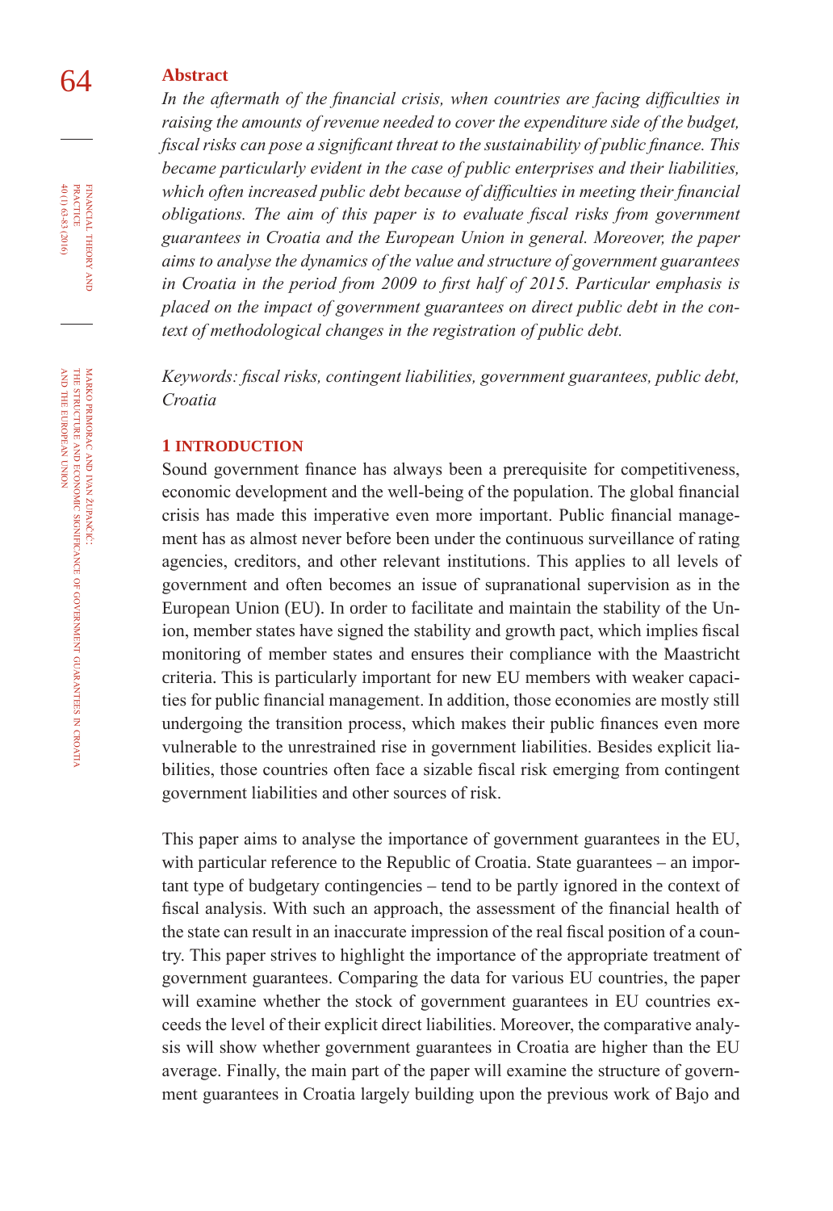## Abstract

*In the aftermath of the financial crisis, when countries are facing difficulties in raising the amounts of revenue needed to cover the expenditure side of the budget, fiscal risks can pose a significant threat to the sustainability of public finance. This became particularly evident in the case of public enterprises and their liabilities, which often increased public debt because of difficulties in meeting their financial obligations. The aim of this paper is to evaluate fiscal risks from government guarantees in Croatia and the European Union in general. Moreover, the paper aims to analyse the dynamics of the value and structure of government guarantees in Croatia in the period from 2009 to first half of 2015. Particular emphasis is placed on the impact of government guarantees on direct public debt in the context of methodological changes in the registration of public debt.*

*Keywords: fiscal risks, contingent liabilities, government guarantees, public debt, Croatia*

## 1 INTRODUCTION

Sound government finance has always been a prerequisite for competitiveness, economic development and the well-being of the population. The global financial crisis has made this imperative even more important. Public financial management has as almost never before been under the continuous surveillance of rating agencies, creditors, and other relevant institutions. This applies to all levels of government and often becomes an issue of supranational supervision as in the European Union (EU). In order to facilitate and maintain the stability of the Union, member states have signed the stability and growth pact, which implies fiscal monitoring of member states and ensures their compliance with the Maastricht criteria. This is particularly important for new EU members with weaker capacities for public financial management. In addition, those economies are mostly still undergoing the transition process, which makes their public finances even more vulnerable to the unrestrained rise in government liabilities. Besides explicit liabilities, those countries often face a sizable fiscal risk emerging from contingent government liabilities and other sources of risk.

This paper aims to analyse the importance of government guarantees in the EU, with particular reference to the Republic of Croatia. State guarantees – an important type of budgetary contingencies – tend to be partly ignored in the context of fiscal analysis. With such an approach, the assessment of the financial health of the state can result in an inaccurate impression of the real fiscal position of a country. This paper strives to highlight the importance of the appropriate treatment of government guarantees. Comparing the data for various EU countries, the paper will examine whether the stock of government guarantees in EU countries exceeds the level of their explicit direct liabilities. Moreover, the comparative analysis will show whether government guarantees in Croatia are higher than the EU average. Finally, the main part of the paper will examine the structure of government guarantees in Croatia largely building upon the previous work of Bajo and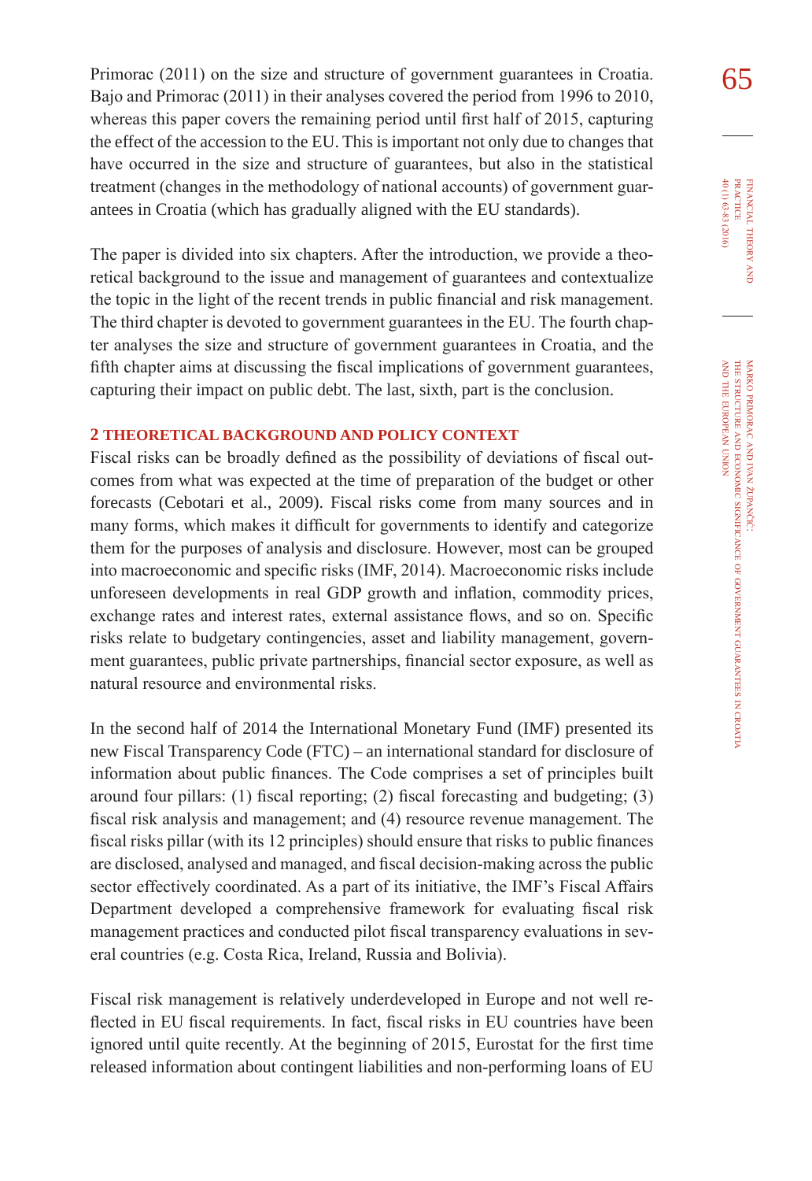Primorac (2011) on the size and structure of government guarantees in Croatia. Bajo and Primorac (2011) in their analyses covered the period from 1996 to 2010, whereas this paper covers the remaining period until first half of 2015, capturing the effect of the accession to the EU. This is important not only due to changes that have occurred in the size and structure of guarantees, but also in the statistical treatment (changes in the methodology of national accounts) of government guarantees in Croatia (which has gradually aligned with the EU standards).

The paper is divided into six chapters. After the introduction, we provide a theoretical background to the issue and management of guarantees and contextualize the topic in the light of the recent trends in public financial and risk management. The third chapter is devoted to government guarantees in the EU. The fourth chapter analyses the size and structure of government guarantees in Croatia, and the fifth chapter aims at discussing the fiscal implications of government guarantees, capturing their impact on public debt. The last, sixth, part is the conclusion.

## 2 THEORETICAL BACKGROUND AND POLICY CONTEXT

Fiscal risks can be broadly defined as the possibility of deviations of fiscal outcomes from what was expected at the time of preparation of the budget or other forecasts (Cebotari et al., 2009). Fiscal risks come from many sources and in many forms, which makes it difficult for governments to identify and categorize them for the purposes of analysis and disclosure. However, most can be grouped into macroeconomic and specific risks (IMF, 2014). Macroeconomic risks include unforeseen developments in real GDP growth and inflation, commodity prices, exchange rates and interest rates, external assistance flows, and so on. Specific risks relate to budgetary contingencies, asset and liability management, government guarantees, public private partnerships, financial sector exposure, as well as natural resource and environmental risks.

In the second half of 2014 the International Monetary Fund (IMF) presented its new Fiscal Transparency Code (FTC) – an international standard for disclosure of information about public finances. The Code comprises a set of principles built around four pillars: (1) fiscal reporting; (2) fiscal forecasting and budgeting; (3) fiscal risk analysis and management; and (4) resource revenue management. The fiscal risks pillar (with its 12 principles) should ensure that risks to public finances are disclosed, analysed and managed, and fiscal decision-making across the public sector effectively coordinated. As a part of its initiative, the IMF's Fiscal Affairs Department developed a comprehensive framework for evaluating fiscal risk management practices and conducted pilot fiscal transparency evaluations in several countries (e.g. Costa Rica, Ireland, Russia and Bolivia).

Fiscal risk management is relatively underdeveloped in Europe and not well reflected in EU fiscal requirements. In fact, fiscal risks in EU countries have been ignored until quite recently. At the beginning of 2015, Eurostat for the first time released information about contingent liabilities and non-performing loans of EU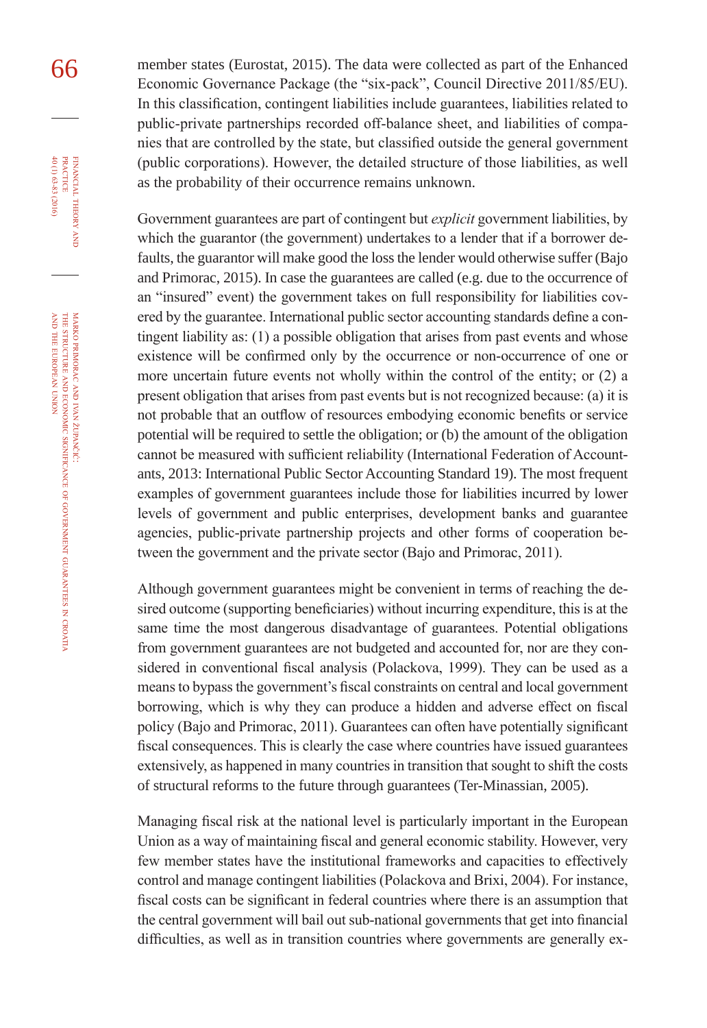member states (Eurostat, 2015). The data were collected as part of the Enhanced Economic Governance Package (the "six-pack", Council Directive 2011/85/EU). In this classification, contingent liabilities include guarantees, liabilities related to public-private partnerships recorded off-balance sheet, and liabilities of companies that are controlled by the state, but classified outside the general government (public corporations). However, the detailed structure of those liabilities, as well as the probability of their occurrence remains unknown.

Government guarantees are part of contingent but *explicit* government liabilities, by which the guarantor (the government) undertakes to a lender that if a borrower defaults, the guarantor will make good the loss the lender would otherwise suffer (Bajo and Primorac, 2015). In case the guarantees are called (e.g. due to the occurrence of an "insured" event) the government takes on full responsibility for liabilities covered by the guarantee. International public sector accounting standards define a contingent liability as: (1) a possible obligation that arises from past events and whose existence will be confirmed only by the occurrence or non-occurrence of one or more uncertain future events not wholly within the control of the entity; or (2) a present obligation that arises from past events but is not recognized because: (a) it is not probable that an outflow of resources embodying economic benefits or service potential will be required to settle the obligation; or (b) the amount of the obligation cannot be measured with sufficient reliability (International Federation of Accountants, 2013: International Public Sector Accounting Standard 19). The most frequent examples of government guarantees include those for liabilities incurred by lower levels of government and public enterprises, development banks and guarantee agencies, public-private partnership projects and other forms of cooperation between the government and the private sector (Bajo and Primorac, 2011).

Although government guarantees might be convenient in terms of reaching the desired outcome (supporting beneficiaries) without incurring expenditure, this is at the same time the most dangerous disadvantage of guarantees. Potential obligations from government guarantees are not budgeted and accounted for, nor are they considered in conventional fiscal analysis (Polackova, 1999). They can be used as a means to bypass the government's fiscal constraints on central and local government borrowing, which is why they can produce a hidden and adverse effect on fiscal policy (Bajo and Primorac, 2011). Guarantees can often have potentially significant fiscal consequences. This is clearly the case where countries have issued guarantees extensively, as happened in many countries in transition that sought to shift the costs of structural reforms to the future through guarantees (Ter-Minassian, 2005).

Managing fiscal risk at the national level is particularly important in the European Union as a way of maintaining fiscal and general economic stability. However, very few member states have the institutional frameworks and capacities to effectively control and manage contingent liabilities (Polackova and Brixi, 2004). For instance, fiscal costs can be significant in federal countries where there is an assumption that the central government will bail out sub-national governments that get into financial difficulties, as well as in transition countries where governments are generally ex-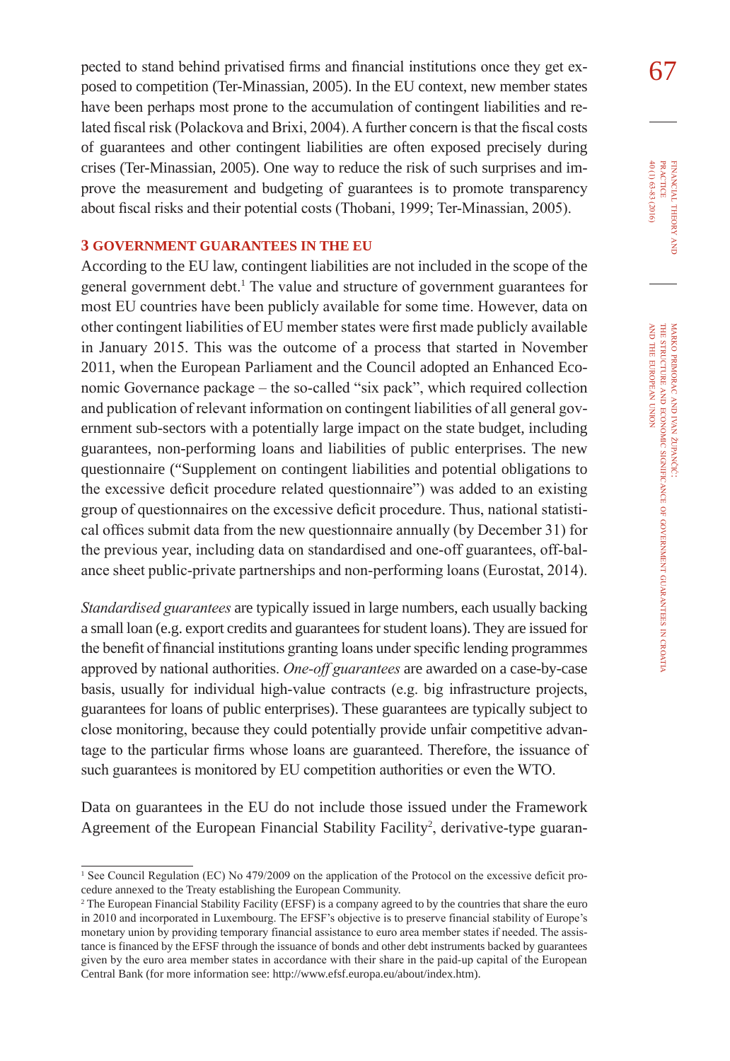pected to stand behind privatised firms and financial institutions once they get exposed to competition (Ter-Minassian, 2005). In the EU context, new member states have been perhaps most prone to the accumulation of contingent liabilities and related fiscal risk (Polackova and Brixi, 2004). A further concern is that the fiscal costs of guarantees and other contingent liabilities are often exposed precisely during crises (Ter-Minassian, 2005). One way to reduce the risk of such surprises and improve the measurement and budgeting of guarantees is to promote transparency about fiscal risks and their potential costs (Thobani, 1999; Ter-Minassian, 2005).

## 3 GOVERNMENT GUARANTEES IN THE EU

According to the EU law, contingent liabilities are not included in the scope of the general government debt.[1] The value and structure of government guarantees for most EU countries have been publicly available for some time. However, data on other contingent liabilities of EU member states were first made publicly available in January 2015. This was the outcome of a process that started in November 2011, when the European Parliament and the Council adopted an Enhanced Economic Governance package – the so-called "six pack", which required collection and publication of relevant information on contingent liabilities of all general government sub-sectors with a potentially large impact on the state budget, including guarantees, non-performing loans and liabilities of public enterprises. The new questionnaire ("Supplement on contingent liabilities and potential obligations to the excessive deficit procedure related questionnaire") was added to an existing group of questionnaires on the excessive deficit procedure. Thus, national statistical offices submit data from the new questionnaire annually (by December 31) for the previous year, including data on standardised and one-off guarantees, off-balance sheet public-private partnerships and non-performing loans (Eurostat, 2014).

*Standardised guarantees* are typically issued in large numbers, each usually backing a small loan (e.g. export credits and guarantees for student loans). They are issued for the benefit of financial institutions granting loans under specific lending programmes approved by national authorities. *One-off guarantees* are awarded on a case-by-case basis, usually for individual high-value contracts (e.g. big infrastructure projects, guarantees for loans of public enterprises). These guarantees are typically subject to close monitoring, because they could potentially provide unfair competitive advantage to the particular firms whose loans are guaranteed. Therefore, the issuance of such guarantees is monitored by EU competition authorities or even the WTO.

Data on guarantees in the EU do not include those issued under the Framework Agreement of the European Financial Stability Facility[2], derivative-type guaran-

---

[1] See Council Regulation (EC) No 479/2009 on the application of the Protocol on the excessive deficit procedure annexed to the Treaty establishing the European Community.

[2] The European Financial Stability Facility (EFSF) is a company agreed to by the countries that share the euro in 2010 and incorporated in Luxembourg. The EFSF's objective is to preserve financial stability of Europe's monetary union by providing temporary financial assistance to euro area member states if needed. The assistance is financed by the EFSF through the issuance of bonds and other debt instruments backed by guarantees given by the euro area member states in accordance with their share in the paid-up capital of the European Central Bank (for more information see: http://www.efsf.europa.eu/about/index.htm).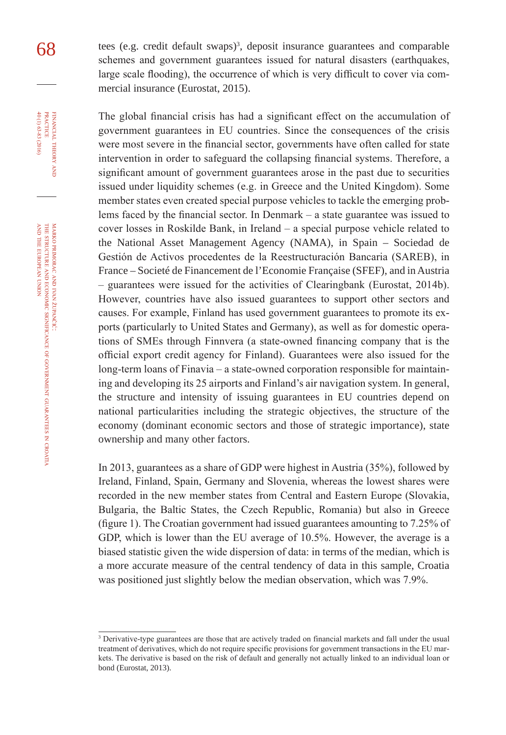tees (e.g. credit default swaps)[3], deposit insurance guarantees and comparable schemes and government guarantees issued for natural disasters (earthquakes, large scale flooding), the occurrence of which is very difficult to cover via commercial insurance (Eurostat, 2015).

The global financial crisis has had a significant effect on the accumulation of government guarantees in EU countries. Since the consequences of the crisis were most severe in the financial sector, governments have often called for state intervention in order to safeguard the collapsing financial systems. Therefore, a significant amount of government guarantees arose in the past due to securities issued under liquidity schemes (e.g. in Greece and the United Kingdom). Some member states even created special purpose vehicles to tackle the emerging problems faced by the financial sector. In Denmark – a state guarantee was issued to cover losses in Roskilde Bank, in Ireland – a special purpose vehicle related to the National Asset Management Agency (NAMA), in Spain – Sociedad de Gestión de Activos procedentes de la Reestructuración Bancaria (SAREB), in France – Societé de Financement de l'Economie Française (SFEF), and in Austria – guarantees were issued for the activities of Clearingbank (Eurostat, 2014b). However, countries have also issued guarantees to support other sectors and causes. For example, Finland has used government guarantees to promote its exports (particularly to United States and Germany), as well as for domestic operations of SMEs through Finnvera (a state-owned financing company that is the official export credit agency for Finland). Guarantees were also issued for the long-term loans of Finavia – a state-owned corporation responsible for maintaining and developing its 25 airports and Finland's air navigation system. In general, the structure and intensity of issuing guarantees in EU countries depend on national particularities including the strategic objectives, the structure of the economy (dominant economic sectors and those of strategic importance), state ownership and many other factors.

In 2013, guarantees as a share of GDP were highest in Austria (35%), followed by Ireland, Finland, Spain, Germany and Slovenia, whereas the lowest shares were recorded in the new member states from Central and Eastern Europe (Slovakia, Bulgaria, the Baltic States, the Czech Republic, Romania) but also in Greece (figure 1). The Croatian government had issued guarantees amounting to 7.25% of GDP, which is lower than the EU average of 10.5%. However, the average is a biased statistic given the wide dispersion of data: in terms of the median, which is a more accurate measure of the central tendency of data in this sample, Croatia was positioned just slightly below the median observation, which was 7.9%.

---

[3] Derivative-type guarantees are those that are actively traded on financial markets and fall under the usual treatment of derivatives, which do not require specific provisions for government transactions in the EU markets. The derivative is based on the risk of default and generally not actually linked to an individual loan or bond (Eurostat, 2013).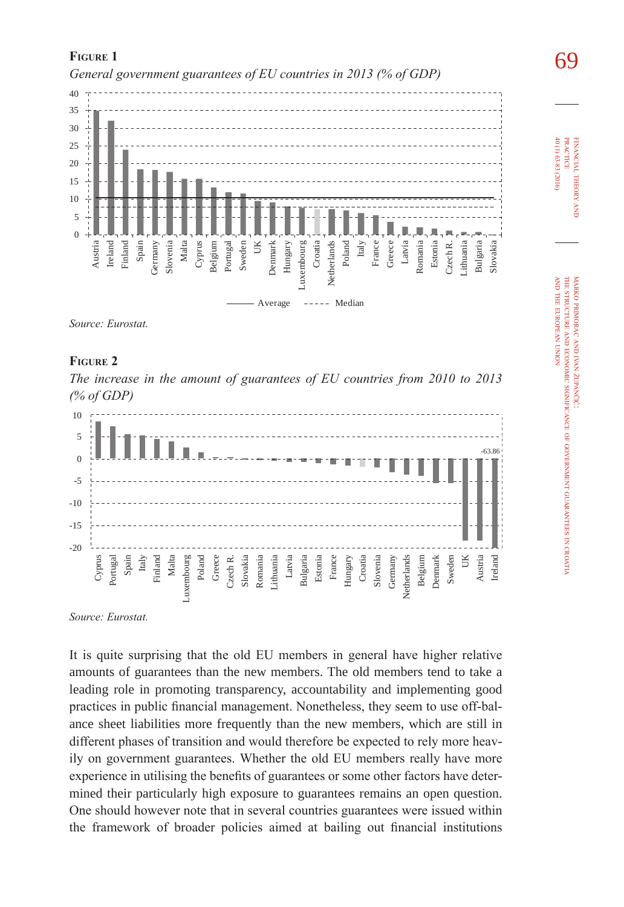**Figure 1**

*General government guarantees of EU countries in 2013 (% of GDP)*

*Source: Eurostat.*

**Figure 2**

*The increase in the amount of guarantees of EU countries from 2010 to 2013 (% of GDP)*

*Source: Eurostat.*

It is quite surprising that the old EU members in general have higher relative amounts of guarantees than the new members. The old members tend to take a leading role in promoting transparency, accountability and implementing good practices in public financial management. Nonetheless, they seem to use off-balance sheet liabilities more frequently than the new members, which are still in different phases of transition and would therefore be expected to rely more heavily on government guarantees. Whether the old EU members really have more experience in utilising the benefits of guarantees or some other factors have determined their particularly high exposure to guarantees remains an open question. One should however note that in several countries guarantees were issued within the framework of broader policies aimed at bailing out financial institutions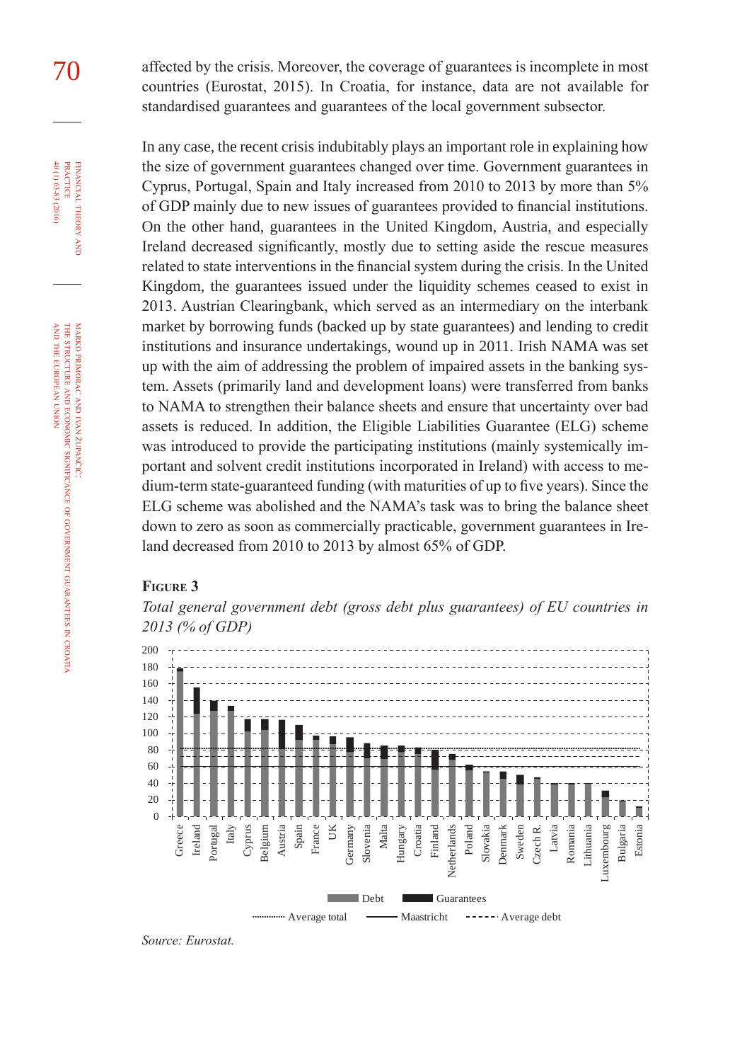affected by the crisis. Moreover, the coverage of guarantees is incomplete in most countries (Eurostat, 2015). In Croatia, for instance, data are not available for standardised guarantees and guarantees of the local government subsector.

In any case, the recent crisis indubitably plays an important role in explaining how the size of government guarantees changed over time. Government guarantees in Cyprus, Portugal, Spain and Italy increased from 2010 to 2013 by more than 5% of GDP mainly due to new issues of guarantees provided to financial institutions. On the other hand, guarantees in the United Kingdom, Austria, and especially Ireland decreased significantly, mostly due to setting aside the rescue measures related to state interventions in the financial system during the crisis. In the United Kingdom, the guarantees issued under the liquidity schemes ceased to exist in 2013. Austrian Clearingbank, which served as an intermediary on the interbank market by borrowing funds (backed up by state guarantees) and lending to credit institutions and insurance undertakings, wound up in 2011. Irish NAMA was set up with the aim of addressing the problem of impaired assets in the banking system. Assets (primarily land and development loans) were transferred from banks to NAMA to strengthen their balance sheets and ensure that uncertainty over bad assets is reduced. In addition, the Eligible Liabilities Guarantee (ELG) scheme was introduced to provide the participating institutions (mainly systemically important and solvent credit institutions incorporated in Ireland) with access to medium-term state-guaranteed funding (with maturities of up to five years). Since the ELG scheme was abolished and the NAMA's task was to bring the balance sheet down to zero as soon as commercially practicable, government guarantees in Ireland decreased from 2010 to 2013 by almost 65% of GDP.

**Figure 3**

*Total general government debt (gross debt plus guarantees) of EU countries in 2013 (% of GDP)*

*Source: Eurostat.*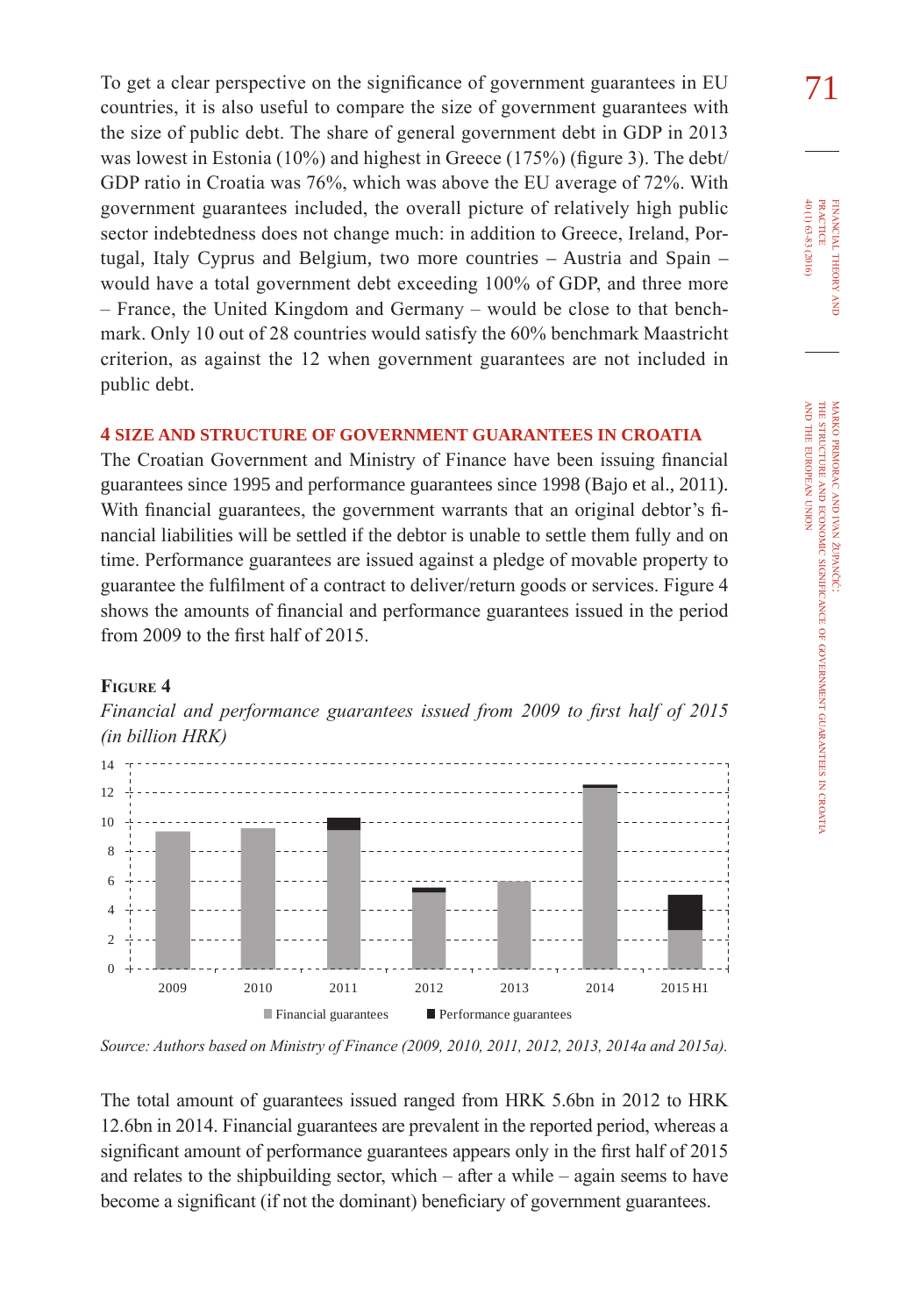To get a clear perspective on the significance of government guarantees in EU countries, it is also useful to compare the size of government guarantees with the size of public debt. The share of general government debt in GDP in 2013 was lowest in Estonia (10%) and highest in Greece (175%) (figure 3). The debt/GDP ratio in Croatia was 76%, which was above the EU average of 72%. With government guarantees included, the overall picture of relatively high public sector indebtedness does not change much: in addition to Greece, Ireland, Portugal, Italy Cyprus and Belgium, two more countries – Austria and Spain – would have a total government debt exceeding 100% of GDP, and three more – France, the United Kingdom and Germany – would be close to that benchmark. Only 10 out of 28 countries would satisfy the 60% benchmark Maastricht criterion, as against the 12 when government guarantees are not included in public debt.

## 4 SIZE AND STRUCTURE OF GOVERNMENT GUARANTEES IN CROATIA

The Croatian Government and Ministry of Finance have been issuing financial guarantees since 1995 and performance guarantees since 1998 (Bajo et al., 2011). With financial guarantees, the government warrants that an original debtor's financial liabilities will be settled if the debtor is unable to settle them fully and on time. Performance guarantees are issued against a pledge of movable property to guarantee the fulfilment of a contract to deliver/return goods or services. Figure 4 shows the amounts of financial and performance guarantees issued in the period from 2009 to the first half of 2015.

**Figure 4**

*Financial and performance guarantees issued from 2009 to first half of 2015 (in billion HRK)*

*Source: Authors based on Ministry of Finance (2009, 2010, 2011, 2012, 2013, 2014a and 2015a).*

The total amount of guarantees issued ranged from HRK 5.6bn in 2012 to HRK 12.6bn in 2014. Financial guarantees are prevalent in the reported period, whereas a significant amount of performance guarantees appears only in the first half of 2015 and relates to the shipbuilding sector, which – after a while – again seems to have become a significant (if not the dominant) beneficiary of government guarantees.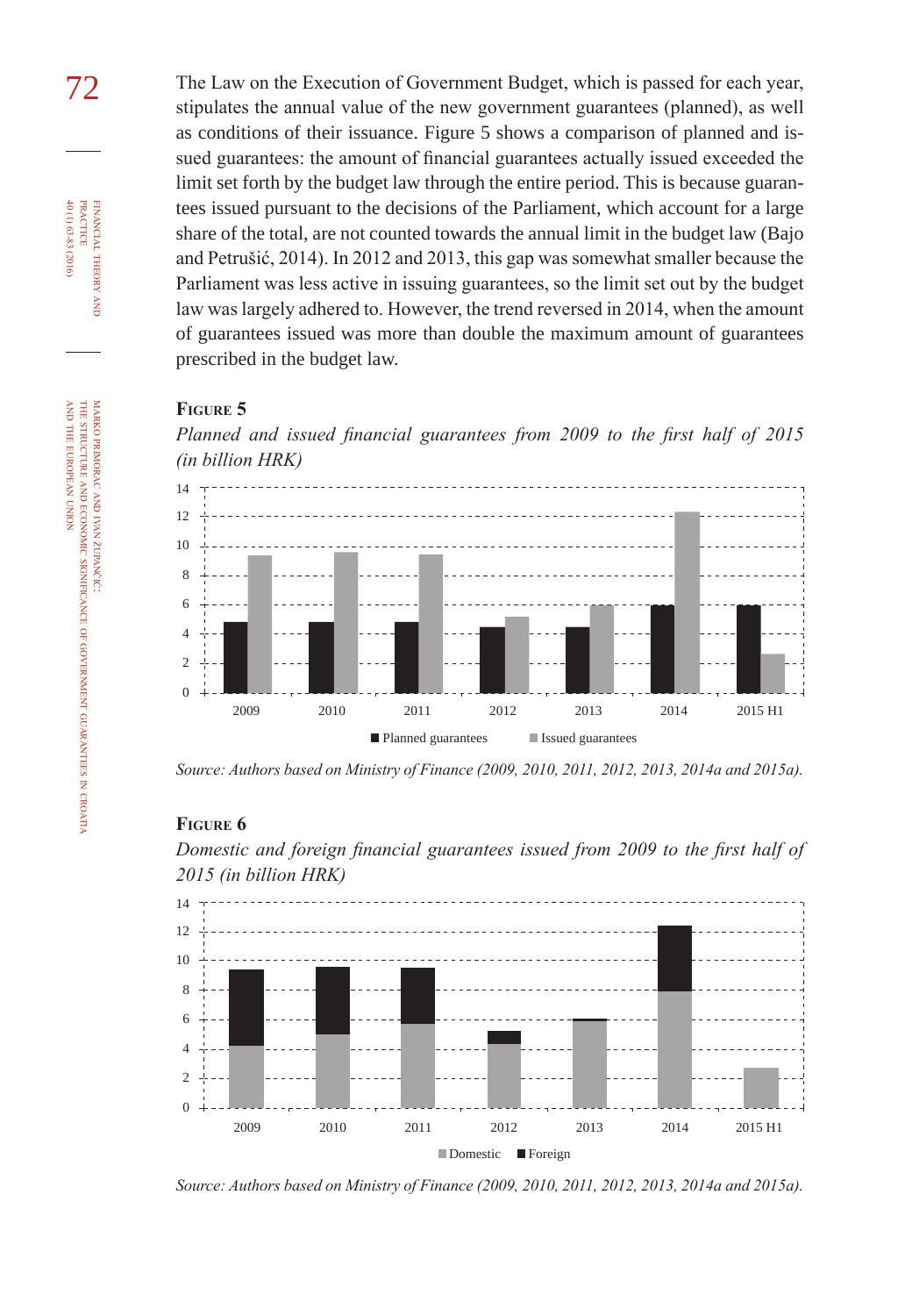The Law on the Execution of Government Budget, which is passed for each year, stipulates the annual value of the new government guarantees (planned), as well as conditions of their issuance. Figure 5 shows a comparison of planned and issued guarantees: the amount of financial guarantees actually issued exceeded the limit set forth by the budget law through the entire period. This is because guarantees issued pursuant to the decisions of the Parliament, which account for a large share of the total, are not counted towards the annual limit in the budget law (Bajo and Petrušić, 2014). In 2012 and 2013, this gap was somewhat smaller because the Parliament was less active in issuing guarantees, so the limit set out by the budget law was largely adhered to. However, the trend reversed in 2014, when the amount of guarantees issued was more than double the maximum amount of guarantees prescribed in the budget law.

**Figure 5**

*Planned and issued financial guarantees from 2009 to the first half of 2015 (in billion HRK)*

*Source: Authors based on Ministry of Finance (2009, 2010, 2011, 2012, 2013, 2014a and 2015a).*

**Figure 6**

*Domestic and foreign financial guarantees issued from 2009 to the first half of 2015 (in billion HRK)*

*Source: Authors based on Ministry of Finance (2009, 2010, 2011, 2012, 2013, 2014a and 2015a).*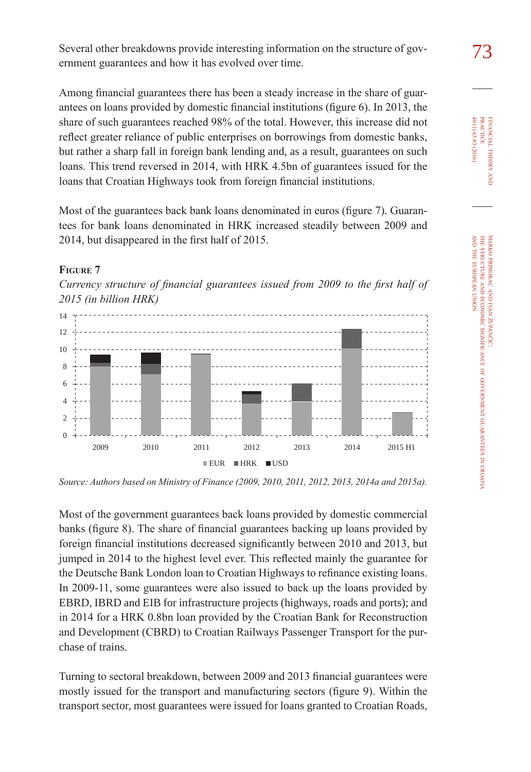Several other breakdowns provide interesting information on the structure of government guarantees and how it has evolved over time.

Among financial guarantees there has been a steady increase in the share of guarantees on loans provided by domestic financial institutions (figure 6). In 2013, the share of such guarantees reached 98% of the total. However, this increase did not reflect greater reliance of public enterprises on borrowings from domestic banks, but rather a sharp fall in foreign bank lending and, as a result, guarantees on such loans. This trend reversed in 2014, with HRK 4.5bn of guarantees issued for the loans that Croatian Highways took from foreign financial institutions.

Most of the guarantees back bank loans denominated in euros (figure 7). Guarantees for bank loans denominated in HRK increased steadily between 2009 and 2014, but disappeared in the first half of 2015.

**Figure 7**

*Currency structure of financial guarantees issued from 2009 to the first half of 2015 (in billion HRK)*

*Source: Authors based on Ministry of Finance (2009, 2010, 2011, 2012, 2013, 2014a and 2015a).*

Most of the government guarantees back loans provided by domestic commercial banks (figure 8). The share of financial guarantees backing up loans provided by foreign financial institutions decreased significantly between 2010 and 2013, but jumped in 2014 to the highest level ever. This reflected mainly the guarantee for the Deutsche Bank London loan to Croatian Highways to refinance existing loans. In 2009-11, some guarantees were also issued to back up the loans provided by EBRD, IBRD and EIB for infrastructure projects (highways, roads and ports); and in 2014 for a HRK 0.8bn loan provided by the Croatian Bank for Reconstruction and Development (CBRD) to Croatian Railways Passenger Transport for the purchase of trains.

Turning to sectoral breakdown, between 2009 and 2013 financial guarantees were mostly issued for the transport and manufacturing sectors (figure 9). Within the transport sector, most guarantees were issued for loans granted to Croatian Roads,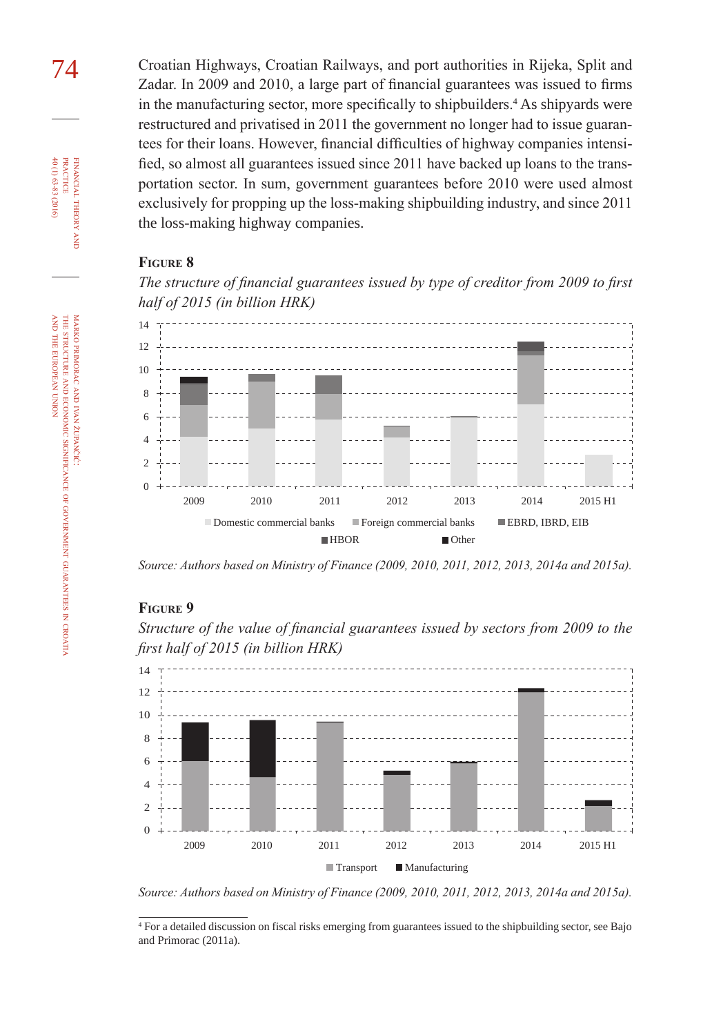Croatian Highways, Croatian Railways, and port authorities in Rijeka, Split and Zadar. In 2009 and 2010, a large part of financial guarantees was issued to firms in the manufacturing sector, more specifically to shipbuilders.[4] As shipyards were restructured and privatised in 2011 the government no longer had to issue guarantees for their loans. However, financial difficulties of highway companies intensified, so almost all guarantees issued since 2011 have backed up loans to the transportation sector. In sum, government guarantees before 2010 were used almost exclusively for propping up the loss-making shipbuilding industry, and since 2011 the loss-making highway companies.

**Figure 8**

*The structure of financial guarantees issued by type of creditor from 2009 to first half of 2015 (in billion HRK)*

*Source: Authors based on Ministry of Finance (2009, 2010, 2011, 2012, 2013, 2014a and 2015a).*

**Figure 9**

*Structure of the value of financial guarantees issued by sectors from 2009 to the first half of 2015 (in billion HRK)*

*Source: Authors based on Ministry of Finance (2009, 2010, 2011, 2012, 2013, 2014a and 2015a).*

[4] For a detailed discussion on fiscal risks emerging from guarantees issued to the shipbuilding sector, see Bajo and Primorac (2011a).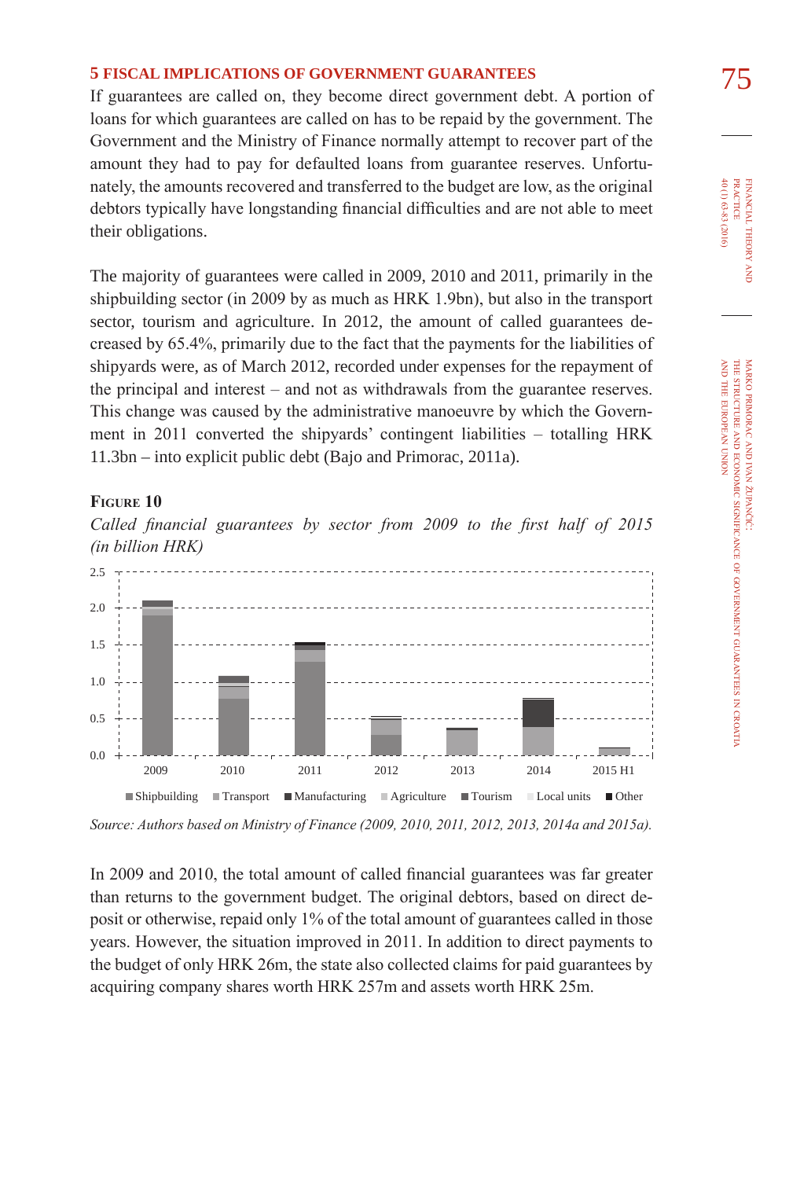## 5 FISCAL IMPLICATIONS OF GOVERNMENT GUARANTEES

If guarantees are called on, they become direct government debt. A portion of loans for which guarantees are called on has to be repaid by the government. The Government and the Ministry of Finance normally attempt to recover part of the amount they had to pay for defaulted loans from guarantee reserves. Unfortunately, the amounts recovered and transferred to the budget are low, as the original debtors typically have longstanding financial difficulties and are not able to meet their obligations.

The majority of guarantees were called in 2009, 2010 and 2011, primarily in the shipbuilding sector (in 2009 by as much as HRK 1.9bn), but also in the transport sector, tourism and agriculture. In 2012, the amount of called guarantees decreased by 65.4%, primarily due to the fact that the payments for the liabilities of shipyards were, as of March 2012, recorded under expenses for the repayment of the principal and interest – and not as withdrawals from the guarantee reserves. This change was caused by the administrative manoeuvre by which the Government in 2011 converted the shipyards' contingent liabilities – totalling HRK 11.3bn – into explicit public debt (Bajo and Primorac, 2011a).

**Figure 10**

*Called financial guarantees by sector from 2009 to the first half of 2015 (in billion HRK)*

*Source: Authors based on Ministry of Finance (2009, 2010, 2011, 2012, 2013, 2014a and 2015a).*

In 2009 and 2010, the total amount of called financial guarantees was far greater than returns to the government budget. The original debtors, based on direct deposit or otherwise, repaid only 1% of the total amount of guarantees called in those years. However, the situation improved in 2011. In addition to direct payments to the budget of only HRK 26m, the state also collected claims for paid guarantees by acquiring company shares worth HRK 257m and assets worth HRK 25m.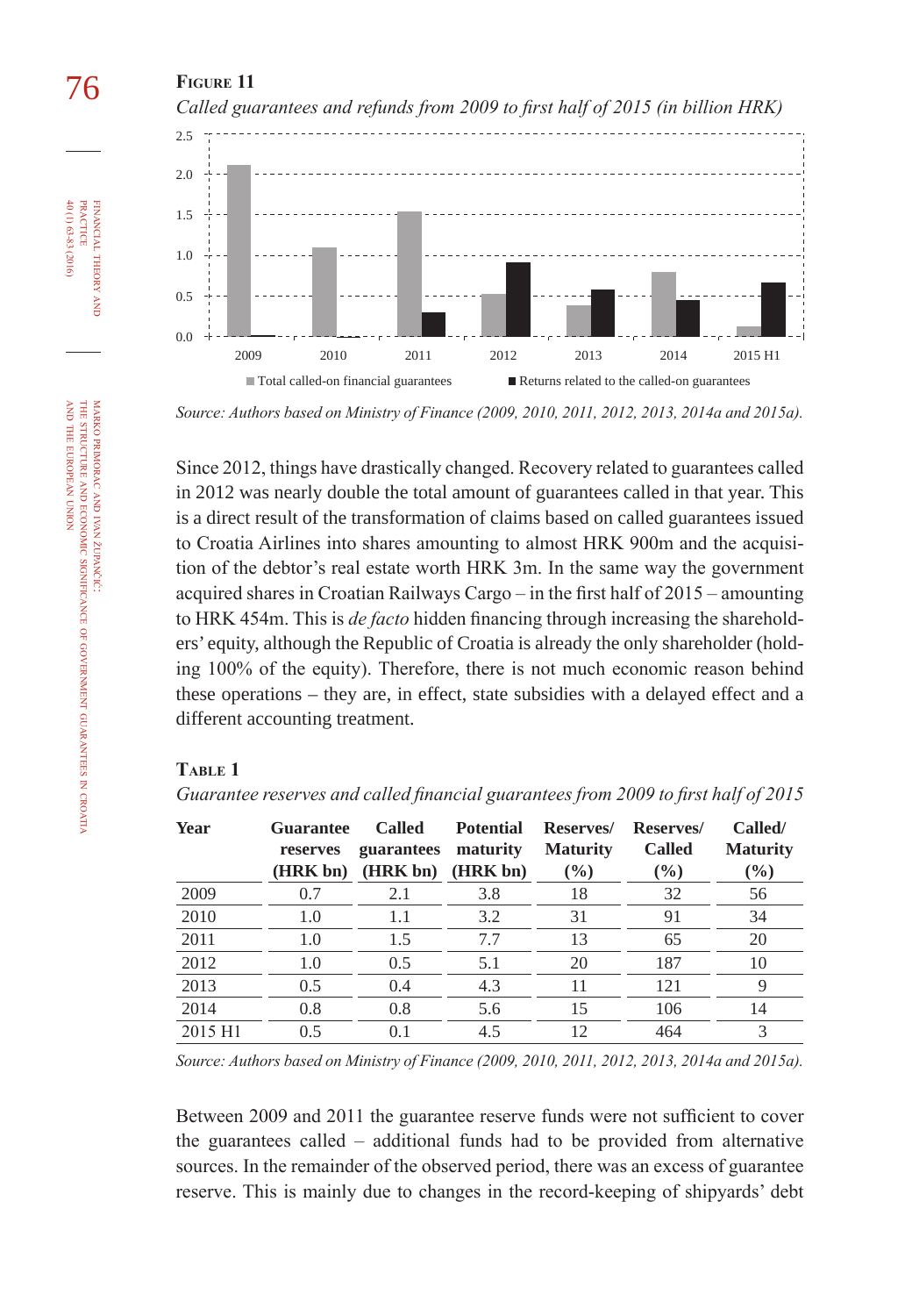**Figure 11**

*Called guarantees and refunds from 2009 to first half of 2015 (in billion HRK)*

*Source: Authors based on Ministry of Finance (2009, 2010, 2011, 2012, 2013, 2014a and 2015a).*

Since 2012, things have drastically changed. Recovery related to guarantees called in 2012 was nearly double the total amount of guarantees called in that year. This is a direct result of the transformation of claims based on called guarantees issued to Croatia Airlines into shares amounting to almost HRK 900m and the acquisition of the debtor's real estate worth HRK 3m. In the same way the government acquired shares in Croatian Railways Cargo – in the first half of 2015 – amounting to HRK 454m. This is *de facto* hidden financing through increasing the shareholders' equity, although the Republic of Croatia is already the only shareholder (holding 100% of the equity). Therefore, there is not much economic reason behind these operations – they are, in effect, state subsidies with a delayed effect and a different accounting treatment.

**Table 1**

*Guarantee reserves and called financial guarantees from 2009 to first half of 2015*

| Year | Guarantee reserves (HRK bn) | Called guarantees (HRK bn) | Potential maturity (HRK bn) | Reserves/ Maturity (%) | Reserves/ Called (%) | Called/ Maturity (%) |
|---|---|---|---|---|---|---|
| 2009 | 0.7 | 2.1 | 3.8 | 18 | 32 | 56 |
| 2010 | 1.0 | 1.1 | 3.2 | 31 | 91 | 34 |
| 2011 | 1.0 | 1.5 | 7.7 | 13 | 65 | 20 |
| 2012 | 1.0 | 0.5 | 5.1 | 20 | 187 | 10 |
| 2013 | 0.5 | 0.4 | 4.3 | 11 | 121 | 9 |
| 2014 | 0.8 | 0.8 | 5.6 | 15 | 106 | 14 |
| 2015 H1 | 0.5 | 0.1 | 4.5 | 12 | 464 | 3 |

*Source: Authors based on Ministry of Finance (2009, 2010, 2011, 2012, 2013, 2014a and 2015a).*

Between 2009 and 2011 the guarantee reserve funds were not sufficient to cover the guarantees called – additional funds had to be provided from alternative sources. In the remainder of the observed period, there was an excess of guarantee reserve. This is mainly due to changes in the record-keeping of shipyards' debt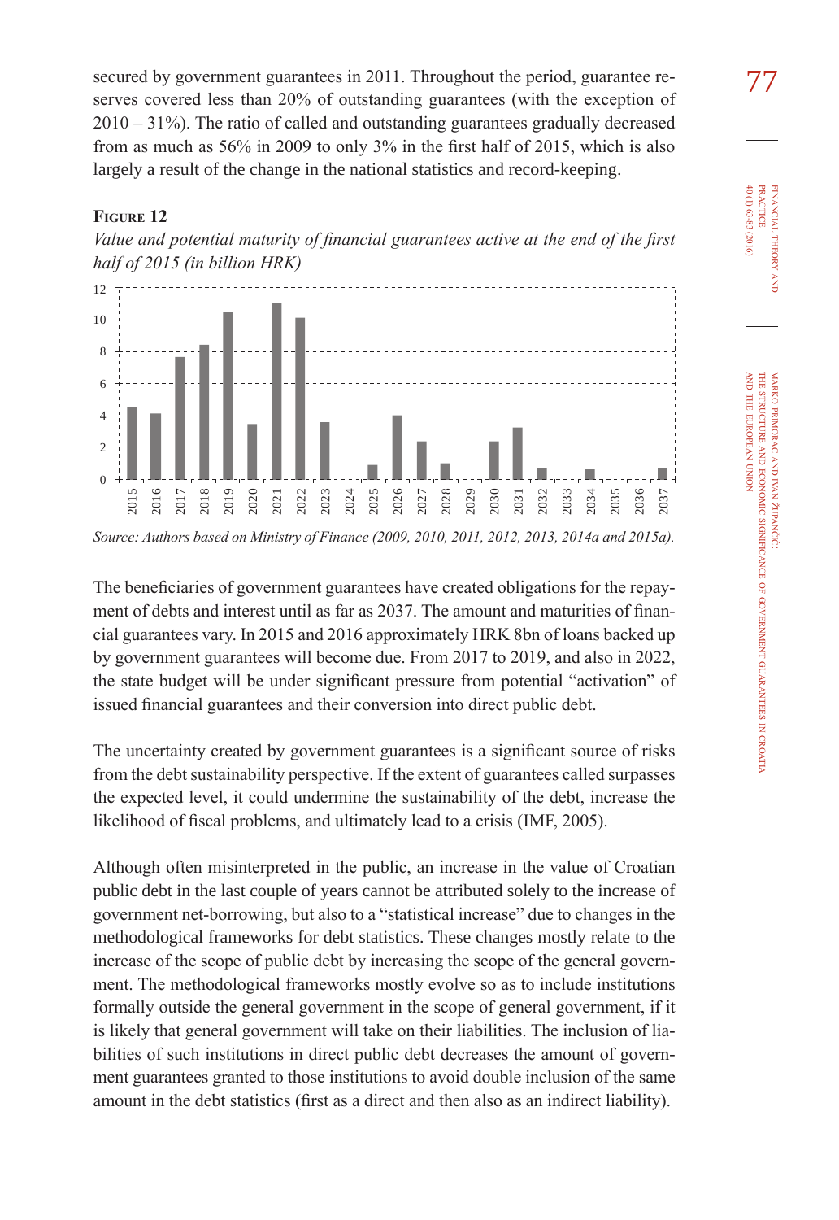secured by government guarantees in 2011. Throughout the period, guarantee reserves covered less than 20% of outstanding guarantees (with the exception of 2010 – 31%). The ratio of called and outstanding guarantees gradually decreased from as much as 56% in 2009 to only 3% in the first half of 2015, which is also largely a result of the change in the national statistics and record-keeping.

**Figure 12**

*Value and potential maturity of financial guarantees active at the end of the first half of 2015 (in billion HRK)*

*Source: Authors based on Ministry of Finance (2009, 2010, 2011, 2012, 2013, 2014a and 2015a).*

The beneficiaries of government guarantees have created obligations for the repayment of debts and interest until as far as 2037. The amount and maturities of financial guarantees vary. In 2015 and 2016 approximately HRK 8bn of loans backed up by government guarantees will become due. From 2017 to 2019, and also in 2022, the state budget will be under significant pressure from potential "activation" of issued financial guarantees and their conversion into direct public debt.

The uncertainty created by government guarantees is a significant source of risks from the debt sustainability perspective. If the extent of guarantees called surpasses the expected level, it could undermine the sustainability of the debt, increase the likelihood of fiscal problems, and ultimately lead to a crisis (IMF, 2005).

Although often misinterpreted in the public, an increase in the value of Croatian public debt in the last couple of years cannot be attributed solely to the increase of government net-borrowing, but also to a "statistical increase" due to changes in the methodological frameworks for debt statistics. These changes mostly relate to the increase of the scope of public debt by increasing the scope of the general government. The methodological frameworks mostly evolve so as to include institutions formally outside the general government in the scope of general government, if it is likely that general government will take on their liabilities. The inclusion of liabilities of such institutions in direct public debt decreases the amount of government guarantees granted to those institutions to avoid double inclusion of the same amount in the debt statistics (first as a direct and then also as an indirect liability).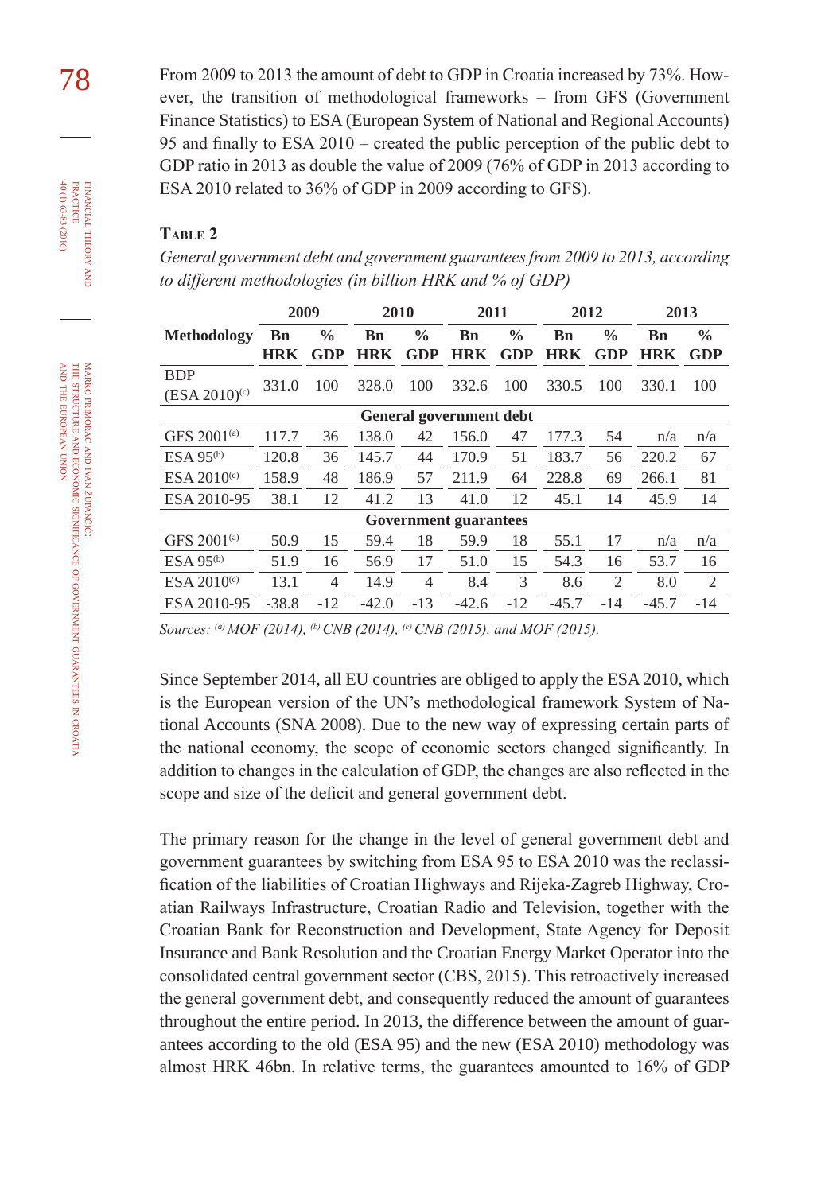From 2009 to 2013 the amount of debt to GDP in Croatia increased by 73%. However, the transition of methodological frameworks – from GFS (Government Finance Statistics) to ESA (European System of National and Regional Accounts) 95 and finally to ESA 2010 – created the public perception of the public debt to GDP ratio in 2013 as double the value of 2009 (76% of GDP in 2013 according to ESA 2010 related to 36% of GDP in 2009 according to GFS).

**Table 2**

*General government debt and government guarantees from 2009 to 2013, according to different methodologies (in billion HRK and % of GDP)*

| | 2009 | | 2010 | | 2011 | | 2012 | | 2013 | |
|---|---|---|---|---|---|---|---|---|---|---|
| Methodology | Bn HRK | % GDP | Bn HRK | % GDP | Bn HRK | % GDP | Bn HRK | % GDP | Bn HRK | % GDP |
| BDP (ESA 2010)[(c)] | 331.0 | 100 | 328.0 | 100 | 332.6 | 100 | 330.5 | 100 | 330.1 | 100 |
| **General government debt** | | | | | | | | | | |
| GFS 2001[(a)] | 117.7 | 36 | 138.0 | 42 | 156.0 | 47 | 177.3 | 54 | n/a | n/a |
| ESA 95[(b)] | 120.8 | 36 | 145.7 | 44 | 170.9 | 51 | 183.7 | 56 | 220.2 | 67 |
| ESA 2010[(c)] | 158.9 | 48 | 186.9 | 57 | 211.9 | 64 | 228.8 | 69 | 266.1 | 81 |
| ESA 2010-95 | 38.1 | 12 | 41.2 | 13 | 41.0 | 12 | 45.1 | 14 | 45.9 | 14 |
| **Government guarantees** | | | | | | | | | | |
| GFS 2001[(a)] | 50.9 | 15 | 59.4 | 18 | 59.9 | 18 | 55.1 | 17 | n/a | n/a |
| ESA 95[(b)] | 51.9 | 16 | 56.9 | 17 | 51.0 | 15 | 54.3 | 16 | 53.7 | 16 |
| ESA 2010[(c)] | 13.1 | 4 | 14.9 | 4 | 8.4 | 3 | 8.6 | 2 | 8.0 | 2 |
| ESA 2010-95 | -38.8 | -12 | -42.0 | -13 | -42.6 | -12 | -45.7 | -14 | -45.7 | -14 |

*Sources: [(a)] MOF (2014), [(b)] CNB (2014), [(c)] CNB (2015), and MOF (2015).*

Since September 2014, all EU countries are obliged to apply the ESA 2010, which is the European version of the UN's methodological framework System of National Accounts (SNA 2008). Due to the new way of expressing certain parts of the national economy, the scope of economic sectors changed significantly. In addition to changes in the calculation of GDP, the changes are also reflected in the scope and size of the deficit and general government debt.

The primary reason for the change in the level of general government debt and government guarantees by switching from ESA 95 to ESA 2010 was the reclassification of the liabilities of Croatian Highways and Rijeka-Zagreb Highway, Croatian Railways Infrastructure, Croatian Radio and Television, together with the Croatian Bank for Reconstruction and Development, State Agency for Deposit Insurance and Bank Resolution and the Croatian Energy Market Operator into the consolidated central government sector (CBS, 2015). This retroactively increased the general government debt, and consequently reduced the amount of guarantees throughout the entire period. In 2013, the difference between the amount of guarantees according to the old (ESA 95) and the new (ESA 2010) methodology was almost HRK 46bn. In relative terms, the guarantees amounted to 16% of GDP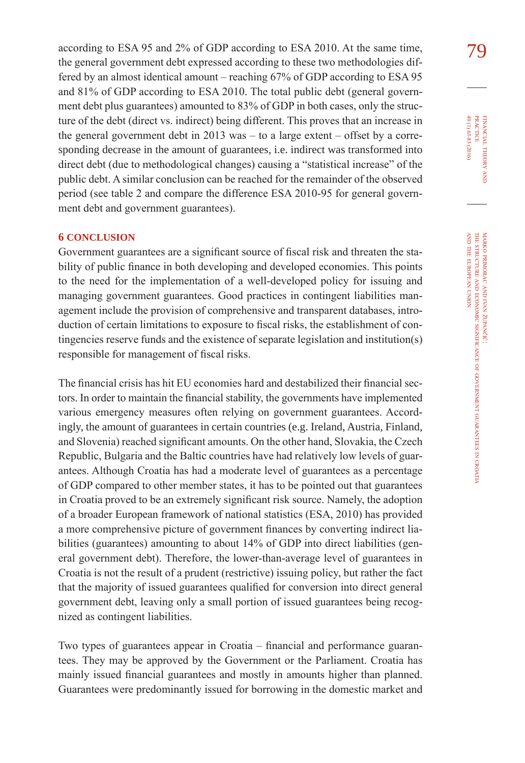according to ESA 95 and 2% of GDP according to ESA 2010. At the same time, the general government debt expressed according to these two methodologies differed by an almost identical amount – reaching 67% of GDP according to ESA 95 and 81% of GDP according to ESA 2010. The total public debt (general government debt plus guarantees) amounted to 83% of GDP in both cases, only the structure of the debt (direct vs. indirect) being different. This proves that an increase in the general government debt in 2013 was – to a large extent – offset by a corresponding decrease in the amount of guarantees, i.e. indirect was transformed into direct debt (due to methodological changes) causing a "statistical increase" of the public debt. A similar conclusion can be reached for the remainder of the observed period (see table 2 and compare the difference ESA 2010-95 for general government debt and government guarantees).

## 6 CONCLUSION

Government guarantees are a significant source of fiscal risk and threaten the stability of public finance in both developing and developed economies. This points to the need for the implementation of a well-developed policy for issuing and managing government guarantees. Good practices in contingent liabilities management include the provision of comprehensive and transparent databases, introduction of certain limitations to exposure to fiscal risks, the establishment of contingencies reserve funds and the existence of separate legislation and institution(s) responsible for management of fiscal risks.

The financial crisis has hit EU economies hard and destabilized their financial sectors. In order to maintain the financial stability, the governments have implemented various emergency measures often relying on government guarantees. Accordingly, the amount of guarantees in certain countries (e.g. Ireland, Austria, Finland, and Slovenia) reached significant amounts. On the other hand, Slovakia, the Czech Republic, Bulgaria and the Baltic countries have had relatively low levels of guarantees. Although Croatia has had a moderate level of guarantees as a percentage of GDP compared to other member states, it has to be pointed out that guarantees in Croatia proved to be an extremely significant risk source. Namely, the adoption of a broader European framework of national statistics (ESA, 2010) has provided a more comprehensive picture of government finances by converting indirect liabilities (guarantees) amounting to about 14% of GDP into direct liabilities (general government debt). Therefore, the lower-than-average level of guarantees in Croatia is not the result of a prudent (restrictive) issuing policy, but rather the fact that the majority of issued guarantees qualified for conversion into direct general government debt, leaving only a small portion of issued guarantees being recognized as contingent liabilities.

Two types of guarantees appear in Croatia – financial and performance guarantees. They may be approved by the Government or the Parliament. Croatia has mainly issued financial guarantees and mostly in amounts higher than planned. Guarantees were predominantly issued for borrowing in the domestic market and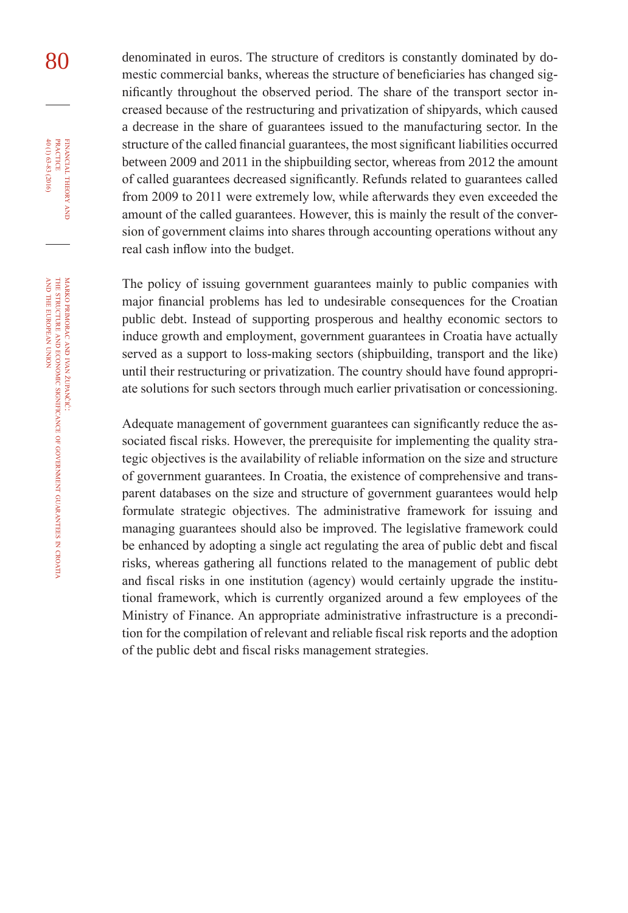denominated in euros. The structure of creditors is constantly dominated by domestic commercial banks, whereas the structure of beneficiaries has changed significantly throughout the observed period. The share of the transport sector increased because of the restructuring and privatization of shipyards, which caused a decrease in the share of guarantees issued to the manufacturing sector. In the structure of the called financial guarantees, the most significant liabilities occurred between 2009 and 2011 in the shipbuilding sector, whereas from 2012 the amount of called guarantees decreased significantly. Refunds related to guarantees called from 2009 to 2011 were extremely low, while afterwards they even exceeded the amount of the called guarantees. However, this is mainly the result of the conversion of government claims into shares through accounting operations without any real cash inflow into the budget.

The policy of issuing government guarantees mainly to public companies with major financial problems has led to undesirable consequences for the Croatian public debt. Instead of supporting prosperous and healthy economic sectors to induce growth and employment, government guarantees in Croatia have actually served as a support to loss-making sectors (shipbuilding, transport and the like) until their restructuring or privatization. The country should have found appropriate solutions for such sectors through much earlier privatisation or concessioning.

Adequate management of government guarantees can significantly reduce the associated fiscal risks. However, the prerequisite for implementing the quality strategic objectives is the availability of reliable information on the size and structure of government guarantees. In Croatia, the existence of comprehensive and transparent databases on the size and structure of government guarantees would help formulate strategic objectives. The administrative framework for issuing and managing guarantees should also be improved. The legislative framework could be enhanced by adopting a single act regulating the area of public debt and fiscal risks, whereas gathering all functions related to the management of public debt and fiscal risks in one institution (agency) would certainly upgrade the institutional framework, which is currently organized around a few employees of the Ministry of Finance. An appropriate administrative infrastructure is a precondition for the compilation of relevant and reliable fiscal risk reports and the adoption of the public debt and fiscal risks management strategies.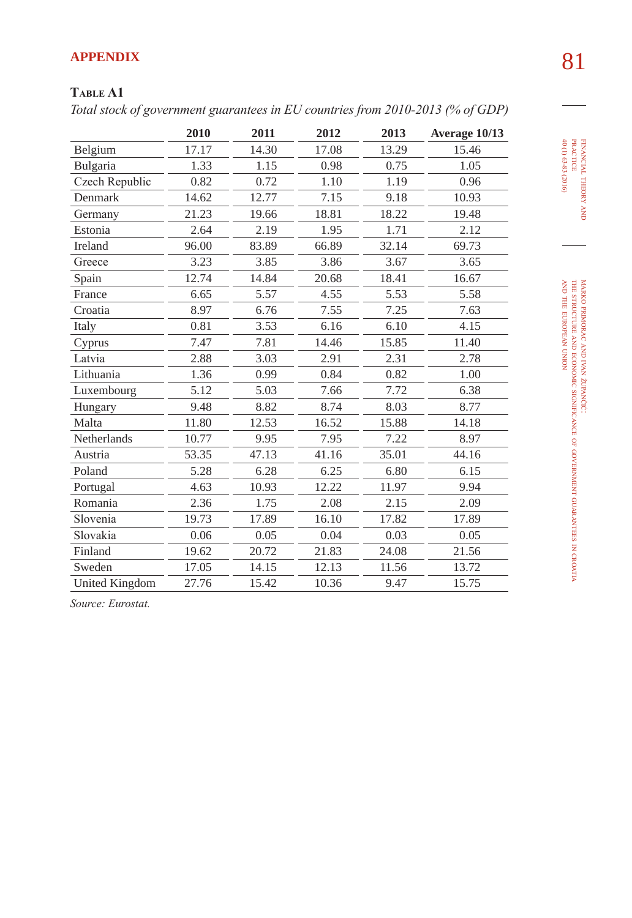## APPENDIX

**Table A1**

*Total stock of government guarantees in EU countries from 2010-2013 (% of GDP)*

| | 2010 | 2011 | 2012 | 2013 | Average 10/13 |
|---|---|---|---|---|---|
| Belgium | 17.17 | 14.30 | 17.08 | 13.29 | 15.46 |
| Bulgaria | 1.33 | 1.15 | 0.98 | 0.75 | 1.05 |
| Czech Republic | 0.82 | 0.72 | 1.10 | 1.19 | 0.96 |
| Denmark | 14.62 | 12.77 | 7.15 | 9.18 | 10.93 |
| Germany | 21.23 | 19.66 | 18.81 | 18.22 | 19.48 |
| Estonia | 2.64 | 2.19 | 1.95 | 1.71 | 2.12 |
| Ireland | 96.00 | 83.89 | 66.89 | 32.14 | 69.73 |
| Greece | 3.23 | 3.85 | 3.86 | 3.67 | 3.65 |
| Spain | 12.74 | 14.84 | 20.68 | 18.41 | 16.67 |
| France | 6.65 | 5.57 | 4.55 | 5.53 | 5.58 |
| Croatia | 8.97 | 6.76 | 7.55 | 7.25 | 7.63 |
| Italy | 0.81 | 3.53 | 6.16 | 6.10 | 4.15 |
| Cyprus | 7.47 | 7.81 | 14.46 | 15.85 | 11.40 |
| Latvia | 2.88 | 3.03 | 2.91 | 2.31 | 2.78 |
| Lithuania | 1.36 | 0.99 | 0.84 | 0.82 | 1.00 |
| Luxembourg | 5.12 | 5.03 | 7.66 | 7.72 | 6.38 |
| Hungary | 9.48 | 8.82 | 8.74 | 8.03 | 8.77 |
| Malta | 11.80 | 12.53 | 16.52 | 15.88 | 14.18 |
| Netherlands | 10.77 | 9.95 | 7.95 | 7.22 | 8.97 |
| Austria | 53.35 | 47.13 | 41.16 | 35.01 | 44.16 |
| Poland | 5.28 | 6.28 | 6.25 | 6.80 | 6.15 |
| Portugal | 4.63 | 10.93 | 12.22 | 11.97 | 9.94 |
| Romania | 2.36 | 1.75 | 2.08 | 2.15 | 2.09 |
| Slovenia | 19.73 | 17.89 | 16.10 | 17.82 | 17.89 |
| Slovakia | 0.06 | 0.05 | 0.04 | 0.03 | 0.05 |
| Finland | 19.62 | 20.72 | 21.83 | 24.08 | 21.56 |
| Sweden | 17.05 | 14.15 | 12.13 | 11.56 | 13.72 |
| United Kingdom | 27.76 | 15.42 | 10.36 | 9.47 | 15.75 |

*Source: Eurostat.*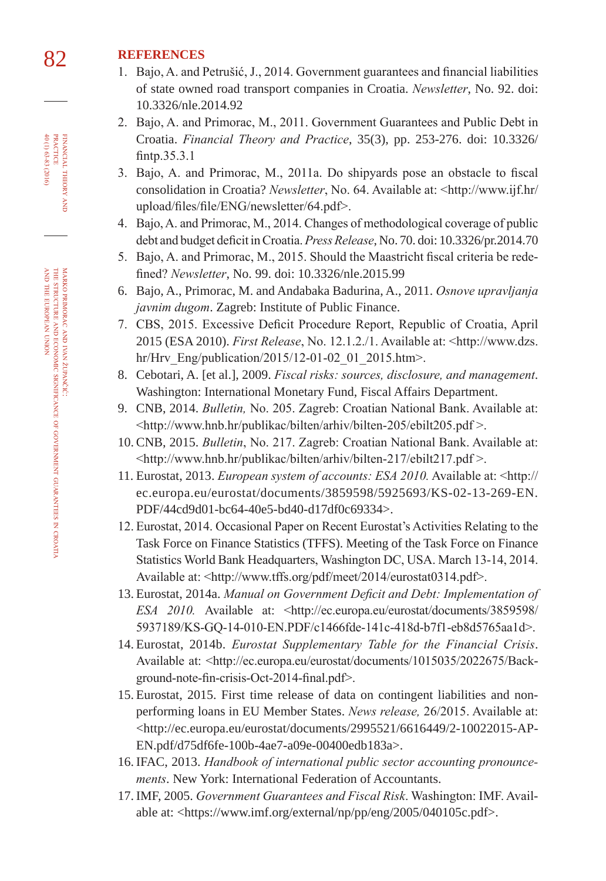## REFERENCES

1. Bajo, A. and Petrušić, J., 2014. Government guarantees and financial liabilities of state owned road transport companies in Croatia. *Newsletter*, No. 92. doi: 10.3326/nle.2014.92
2. Bajo, A. and Primorac, M., 2011. Government Guarantees and Public Debt in Croatia. *Financial Theory and Practice*, 35(3), pp. 253-276. doi: 10.3326/fintp.35.3.1
3. Bajo, A. and Primorac, M., 2011a. Do shipyards pose an obstacle to fiscal consolidation in Croatia? *Newsletter*, No. 64. Available at: <http://www.ijf.hr/upload/files/file/ENG/newsletter/64.pdf>.
4. Bajo, A. and Primorac, M., 2014. Changes of methodological coverage of public debt and budget deficit in Croatia. *Press Release*, No. 70. doi: 10.3326/pr.2014.70
5. Bajo, A. and Primorac, M., 2015. Should the Maastricht fiscal criteria be redefined? *Newsletter*, No. 99. doi: 10.3326/nle.2015.99
6. Bajo, A., Primorac, M. and Andabaka Badurina, A., 2011. *Osnove upravljanja javnim dugom*. Zagreb: Institute of Public Finance.
7. CBS, 2015. Excessive Deficit Procedure Report, Republic of Croatia, April 2015 (ESA 2010). *First Release*, No. 12.1.2./1. Available at: <http://www.dzs.hr/Hrv_Eng/publication/2015/12-01-02_01_2015.htm>.
8. Cebotari, A. [et al.], 2009. *Fiscal risks: sources, disclosure, and management*. Washington: International Monetary Fund, Fiscal Affairs Department.
9. CNB, 2014. *Bulletin,* No. 205. Zagreb: Croatian National Bank. Available at: <http://www.hnb.hr/publikac/bilten/arhiv/bilten-205/ebilt205.pdf >.
10. CNB, 2015. *Bulletin*, No. 217. Zagreb: Croatian National Bank. Available at: <http://www.hnb.hr/publikac/bilten/arhiv/bilten-217/ebilt217.pdf >.
11. Eurostat, 2013. *European system of accounts: ESA 2010.* Available at: <http://ec.europa.eu/eurostat/documents/3859598/5925693/KS-02-13-269-EN.PDF/44cd9d01-bc64-40e5-bd40-d17df0c69334>.
12. Eurostat, 2014. Occasional Paper on Recent Eurostat's Activities Relating to the Task Force on Finance Statistics (TFFS). Meeting of the Task Force on Finance Statistics World Bank Headquarters, Washington DC, USA. March 13-14, 2014. Available at: <http://www.tffs.org/pdf/meet/2014/eurostat0314.pdf>.
13. Eurostat, 2014a. *Manual on Government Deficit and Debt: Implementation of ESA 2010.* Available at: <http://ec.europa.eu/eurostat/documents/3859598/5937189/KS-GQ-14-010-EN.PDF/c1466fde-141c-418d-b7f1-eb8d5765aa1d>.
14. Eurostat, 2014b. *Eurostat Supplementary Table for the Financial Crisis*. Available at: <http://ec.europa.eu/eurostat/documents/1015035/2022675/Background-note-fin-crisis-Oct-2014-final.pdf>.
15. Eurostat, 2015. First time release of data on contingent liabilities and non-performing loans in EU Member States. *News release,* 26/2015. Available at: <http://ec.europa.eu/eurostat/documents/2995521/6616449/2-10022015-AP-EN.pdf/d75df6fe-100b-4ae7-a09e-00400edb183a>.
16. IFAC, 2013. *Handbook of international public sector accounting pronouncements*. New York: International Federation of Accountants.
17. IMF, 2005. *Government Guarantees and Fiscal Risk*. Washington: IMF. Available at: <https://www.imf.org/external/np/pp/eng/2005/040105c.pdf>.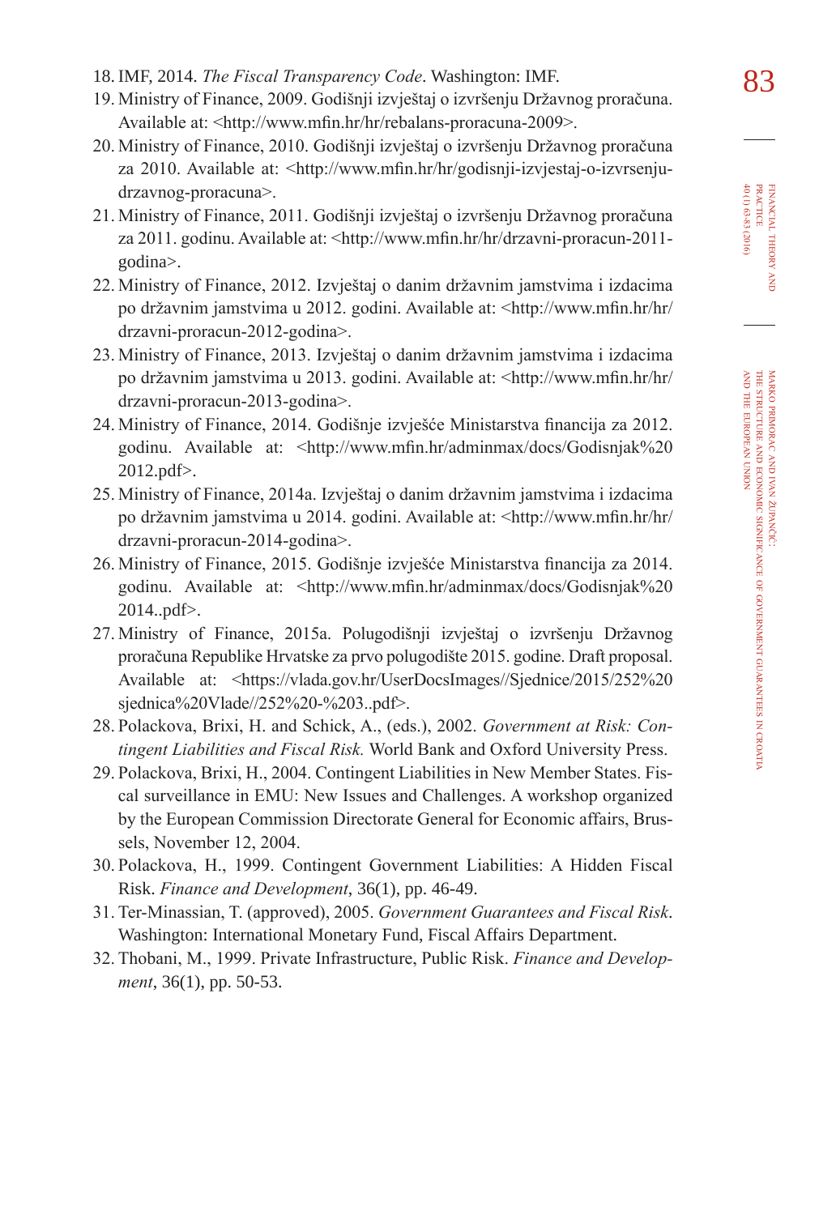18. IMF, 2014. *The Fiscal Transparency Code*. Washington: IMF.
19. Ministry of Finance, 2009. Godišnji izvještaj o izvršenju Državnog proračuna. Available at: <http://www.mfin.hr/hr/rebalans-proracuna-2009>.
20. Ministry of Finance, 2010. Godišnji izvještaj o izvršenju Državnog proračuna za 2010. Available at: <http://www.mfin.hr/hr/godisnji-izvjestaj-o-izvrsenju-drzavnog-proracuna>.
21. Ministry of Finance, 2011. Godišnji izvještaj o izvršenju Državnog proračuna za 2011. godinu. Available at: <http://www.mfin.hr/hr/drzavni-proracun-2011-godina>.
22. Ministry of Finance, 2012. Izvještaj o danim državnim jamstvima i izdacima po državnim jamstvima u 2012. godini. Available at: <http://www.mfin.hr/hr/drzavni-proracun-2012-godina>.
23. Ministry of Finance, 2013. Izvještaj o danim državnim jamstvima i izdacima po državnim jamstvima u 2013. godini. Available at: <http://www.mfin.hr/hr/drzavni-proracun-2013-godina>.
24. Ministry of Finance, 2014. Godišnje izvješće Ministarstva financija za 2012. godinu. Available at: <http://www.mfin.hr/adminmax/docs/Godisnjak%20 2012.pdf>.
25. Ministry of Finance, 2014a. Izvještaj o danim državnim jamstvima i izdacima po državnim jamstvima u 2014. godini. Available at: <http://www.mfin.hr/hr/drzavni-proracun-2014-godina>.
26. Ministry of Finance, 2015. Godišnje izvješće Ministarstva financija za 2014. godinu. Available at: <http://www.mfin.hr/adminmax/docs/Godisnjak%20 2014..pdf>.
27. Ministry of Finance, 2015a. Polugodišnji izvještaj o izvršenju Državnog proračuna Republike Hrvatske za prvo polugodište 2015. godine. Draft proposal. Available at: <https://vlada.gov.hr/UserDocsImages//Sjednice/2015/252%20 sjednica%20Vlade//252%20-%203..pdf>.
28. Polackova, Brixi, H. and Schick, A., (eds.), 2002. *Government at Risk: Contingent Liabilities and Fiscal Risk.* World Bank and Oxford University Press.
29. Polackova, Brixi, H., 2004. Contingent Liabilities in New Member States. Fiscal surveillance in EMU: New Issues and Challenges. A workshop organized by the European Commission Directorate General for Economic affairs, Brussels, November 12, 2004.
30. Polackova, H., 1999. Contingent Government Liabilities: A Hidden Fiscal Risk. *Finance and Development*, 36(1), pp. 46-49.
31. Ter-Minassian, T. (approved), 2005. *Government Guarantees and Fiscal Risk*. Washington: International Monetary Fund, Fiscal Affairs Department.
32. Thobani, M., 1999. Private Infrastructure, Public Risk. *Finance and Development*, 36(1), pp. 50-53.